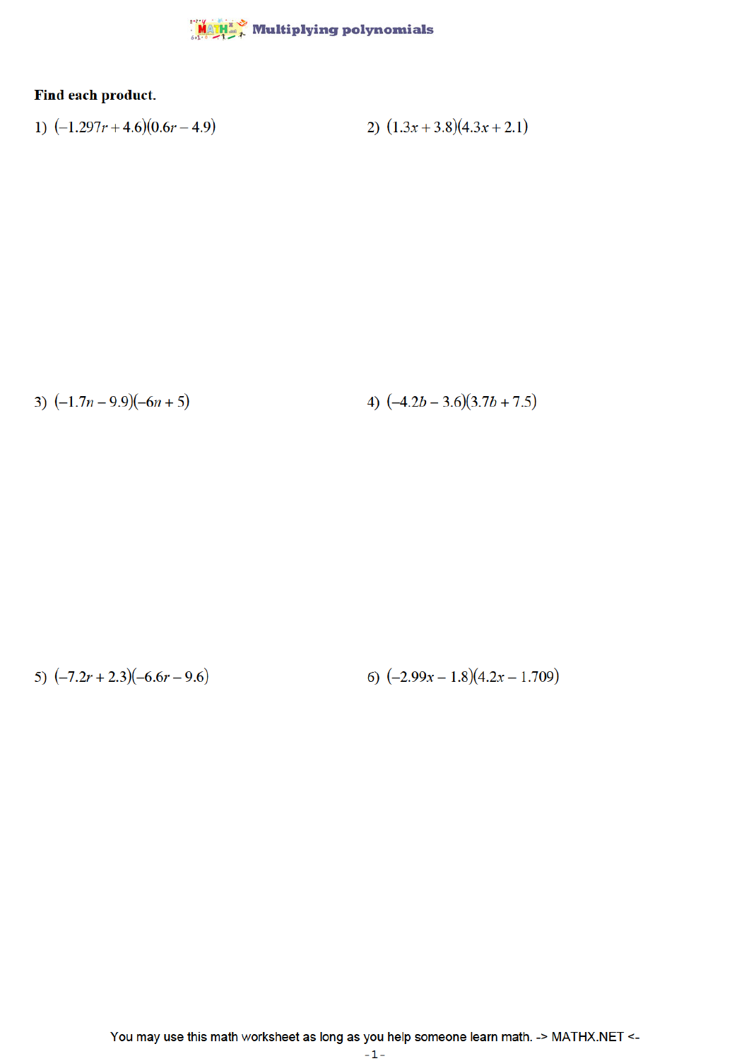# Multiplying polynomials

**Find each product.**

1) $(-1.297r + 4.6)(0.6r - 4.9)$

2) $(1.3x + 3.8)(4.3x + 2.1)$

3) $(-1.7n - 9.9)(-6n + 5)$

4) $(-4.2b - 3.6)(3.7b + 7.5)$

5) $(-7.2r + 2.3)(-6.6r - 9.6)$

6) $(-2.99x - 1.8)(4.2x - 1.709)$

You may use this math worksheet as long as you help someone learn math. -> MATHX.NET <-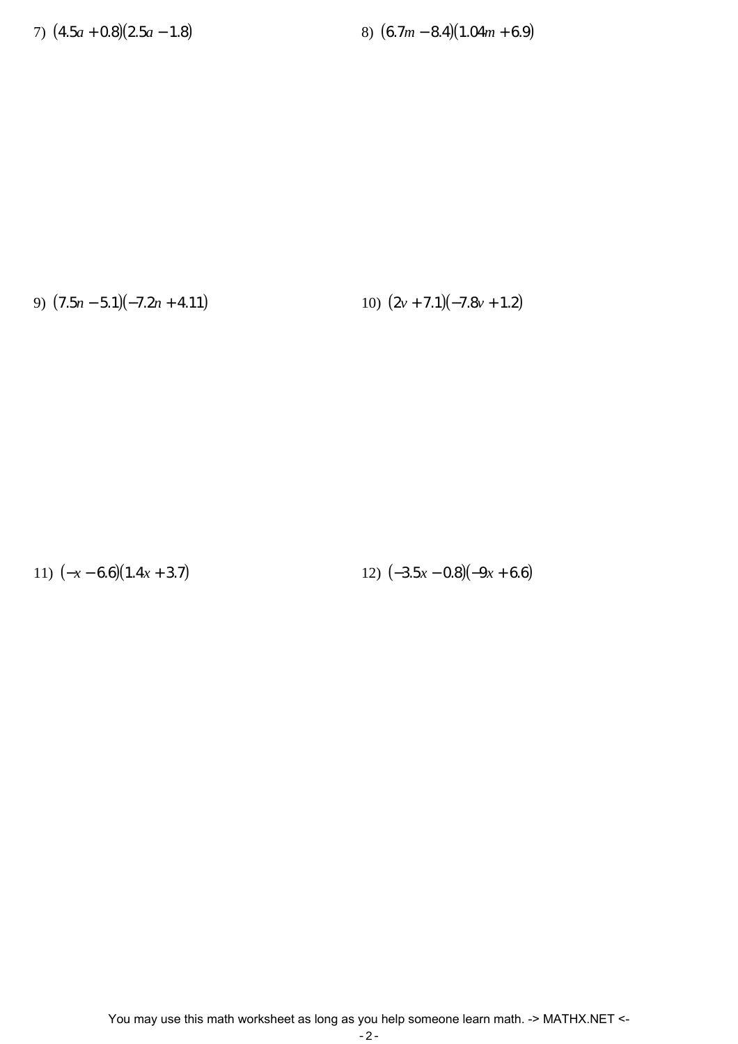7) $(4.5a + 0.8)(2.5a - 1.8)$

8) $(6.7m - 8.4)(1.04m + 6.9)$

9) $(7.5n - 5.1)(-7.2n + 4.11)$

10) $(2v + 7.1)(-7.8v + 1.2)$

11) $(-x - 6.6)(1.4x + 3.7)$

12) $(-3.5x - 0.8)(-9x + 6.6)$

You may use this math worksheet as long as you help someone learn math. -> MATHX.NET <-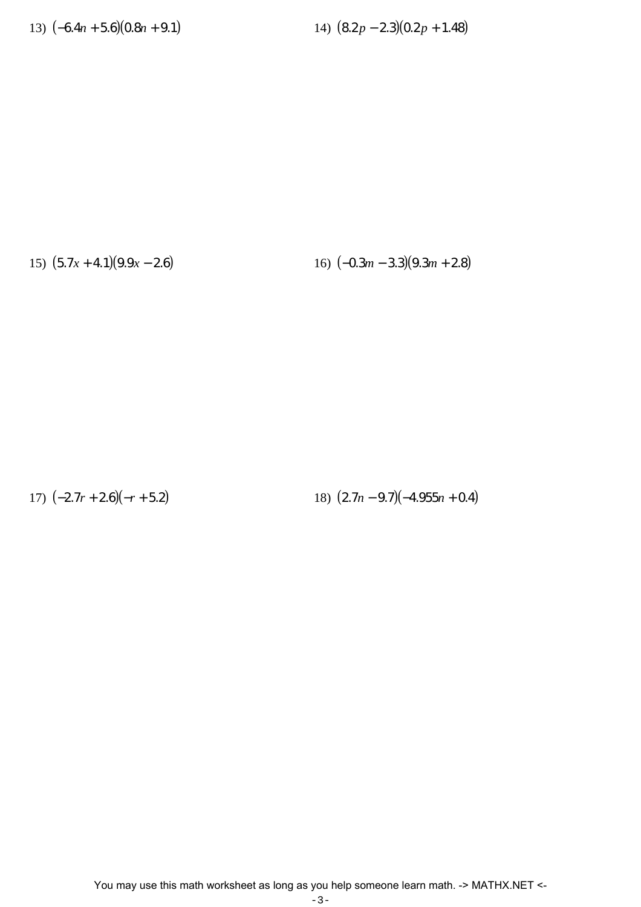13) $(-6.4n + 5.6)(0.8n + 9.1)$

14) $(8.2p - 2.3)(0.2p + 1.48)$

15) $(5.7x + 4.1)(9.9x - 2.6)$

16) $(-0.3m - 3.3)(9.3m + 2.8)$

17) $(-2.7r + 2.6)(-r + 5.2)$

18) $(2.7n - 9.7)(-4.955n + 0.4)$

You may use this math worksheet as long as you help someone learn math. -> MATHX.NET <-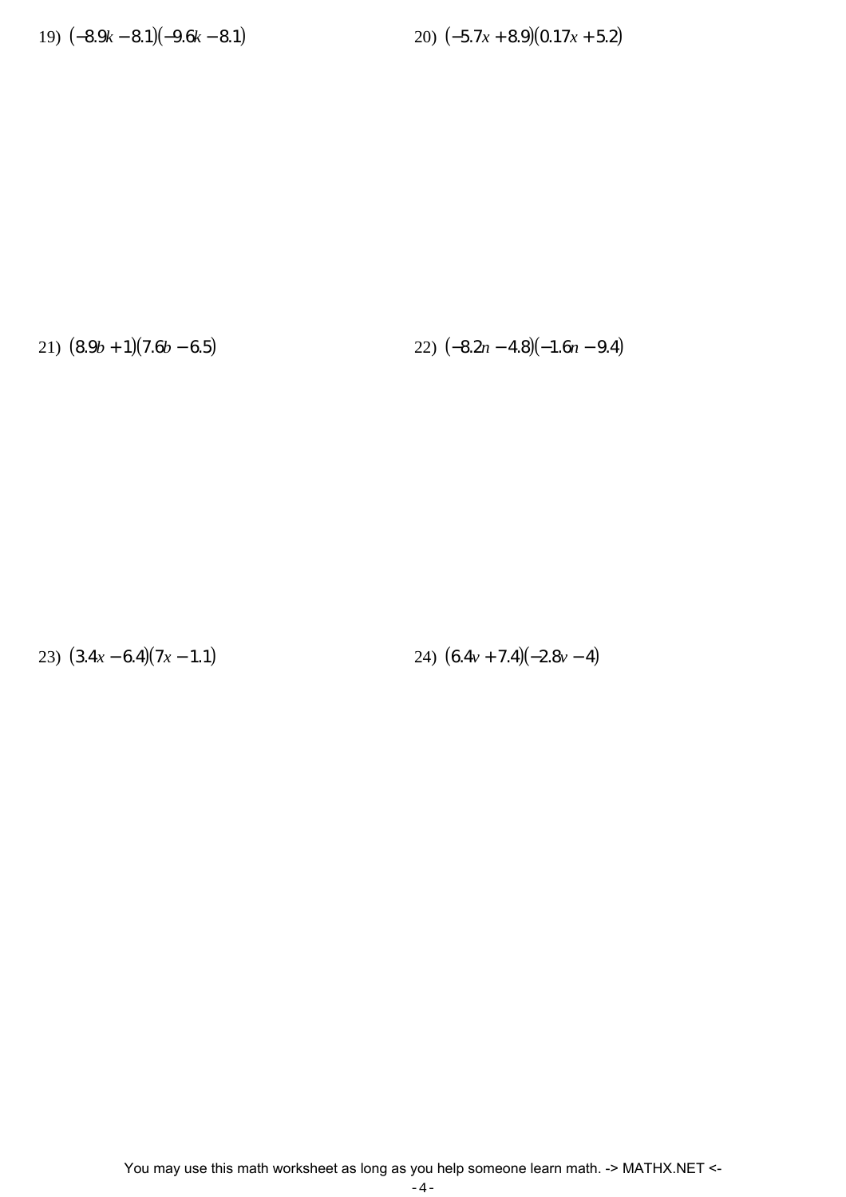19) $(-8.9k - 8.1)(-9.6k - 8.1)$

20) $(-5.7x + 8.9)(0.17x + 5.2)$

21) $(8.9b + 1)(7.6b - 6.5)$

22) $(-8.2n - 4.8)(-1.6n - 9.4)$

23) $(3.4x - 6.4)(7x - 1.1)$

24) $(6.4v + 7.4)(-2.8v - 4)$

You may use this math worksheet as long as you help someone learn math. -> MATHX.NET <-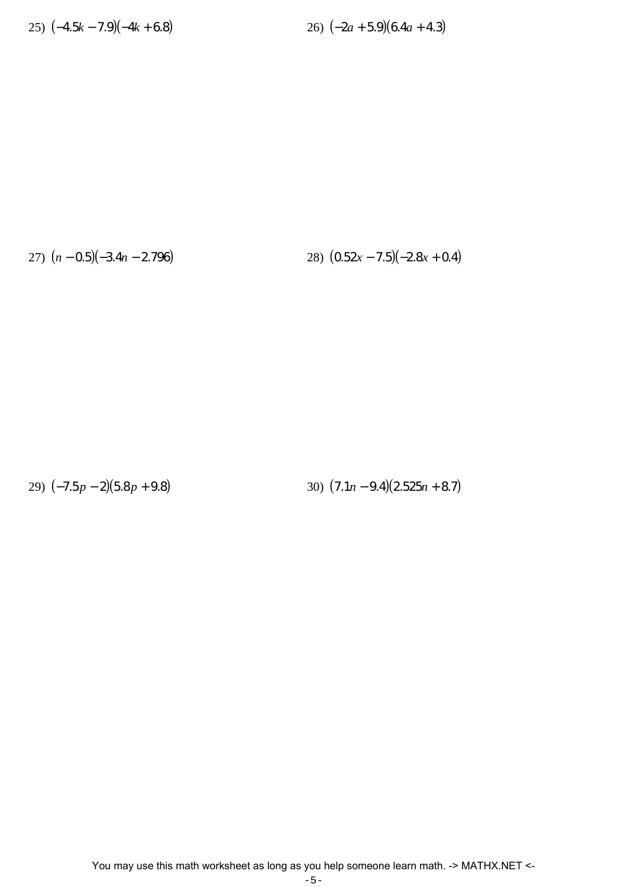25) $(-4.5k - 7.9)(-4k + 6.8)$

26) $(-2a + 5.9)(6.4a + 4.3)$

27) $(n - 0.5)(-3.4n - 2.796)$

28) $(0.52x - 7.5)(-2.8x + 0.4)$

29) $(-7.5p - 2)(5.8p + 9.8)$

30) $(7.1n - 9.4)(2.525n + 8.7)$

You may use this math worksheet as long as you help someone learn math. -> MATHX.NET <-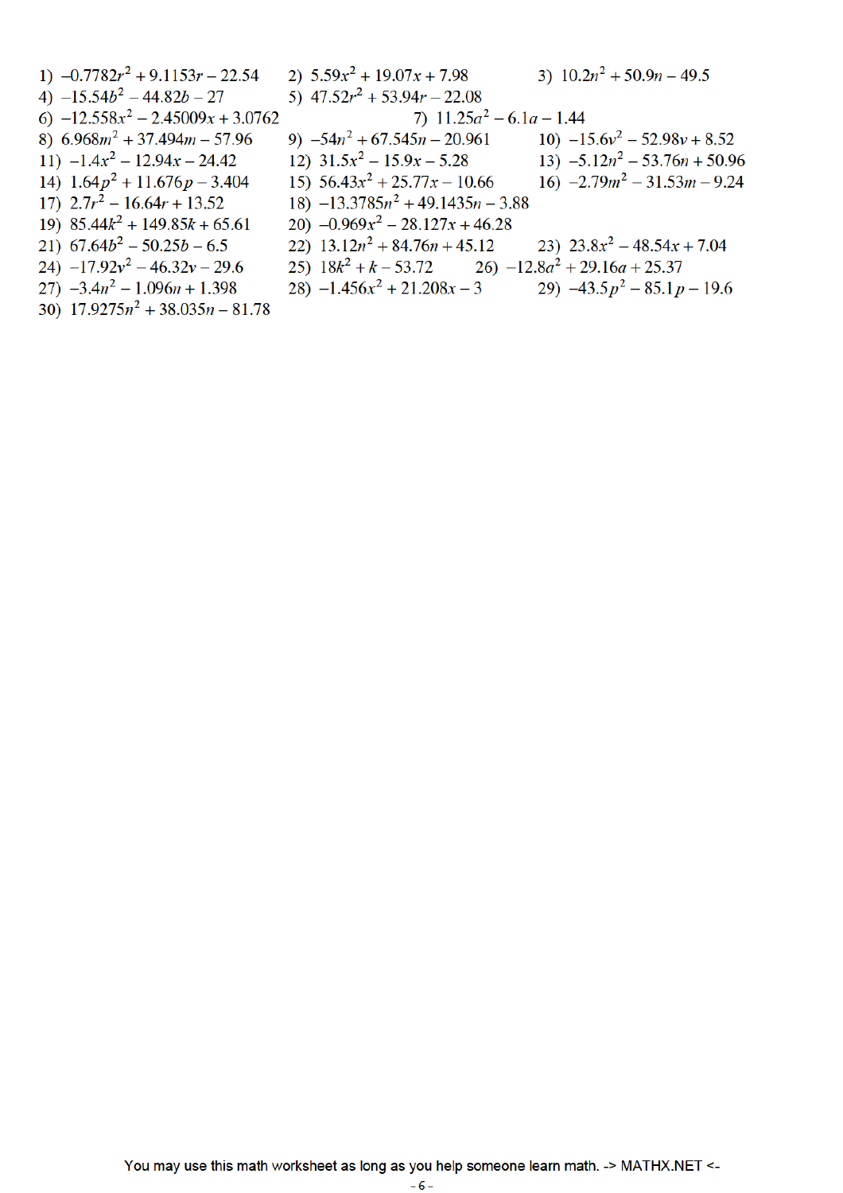1) $-0.7782r^2 + 9.1153r - 22.54$
2) $5.59x^2 + 19.07x + 7.98$
3) $10.2n^2 + 50.9n - 49.5$
4) $-15.54b^2 - 44.82b - 27$
5) $47.52r^2 + 53.94r - 22.08$
6) $-12.558x^2 - 2.45009x + 3.0762$
7) $11.25a^2 - 6.1a - 1.44$
8) $6.968m^2 + 37.494m - 57.96$
9) $-54n^2 + 67.545n - 20.961$
10) $-15.6v^2 - 52.98v + 8.52$
11) $-1.4x^2 - 12.94x - 24.42$
12) $31.5x^2 - 15.9x - 5.28$
13) $-5.12n^2 - 53.76n + 50.96$
14) $1.64p^2 + 11.676p - 3.404$
15) $56.43x^2 + 25.77x - 10.66$
16) $-2.79m^2 - 31.53m - 9.24$
17) $2.7r^2 - 16.64r + 13.52$
18) $-13.3785n^2 + 49.1435n - 3.88$
19) $85.44k^2 + 149.85k + 65.61$
20) $-0.969x^2 - 28.127x + 46.28$
21) $67.64b^2 - 50.25b - 6.5$
22) $13.12n^2 + 84.76n + 45.12$
23) $23.8x^2 - 48.54x + 7.04$
24) $-17.92v^2 - 46.32v - 29.6$
25) $18k^2 + k - 53.72$
26) $-12.8a^2 + 29.16a + 25.37$
27) $-3.4n^2 - 1.096n + 1.398$
28) $-1.456x^2 + 21.208x - 3$
29) $-43.5p^2 - 85.1p - 19.6$
30) $17.9275n^2 + 38.035n - 81.78$

You may use this math worksheet as long as you help someone learn math. -> MATHX.NET <-